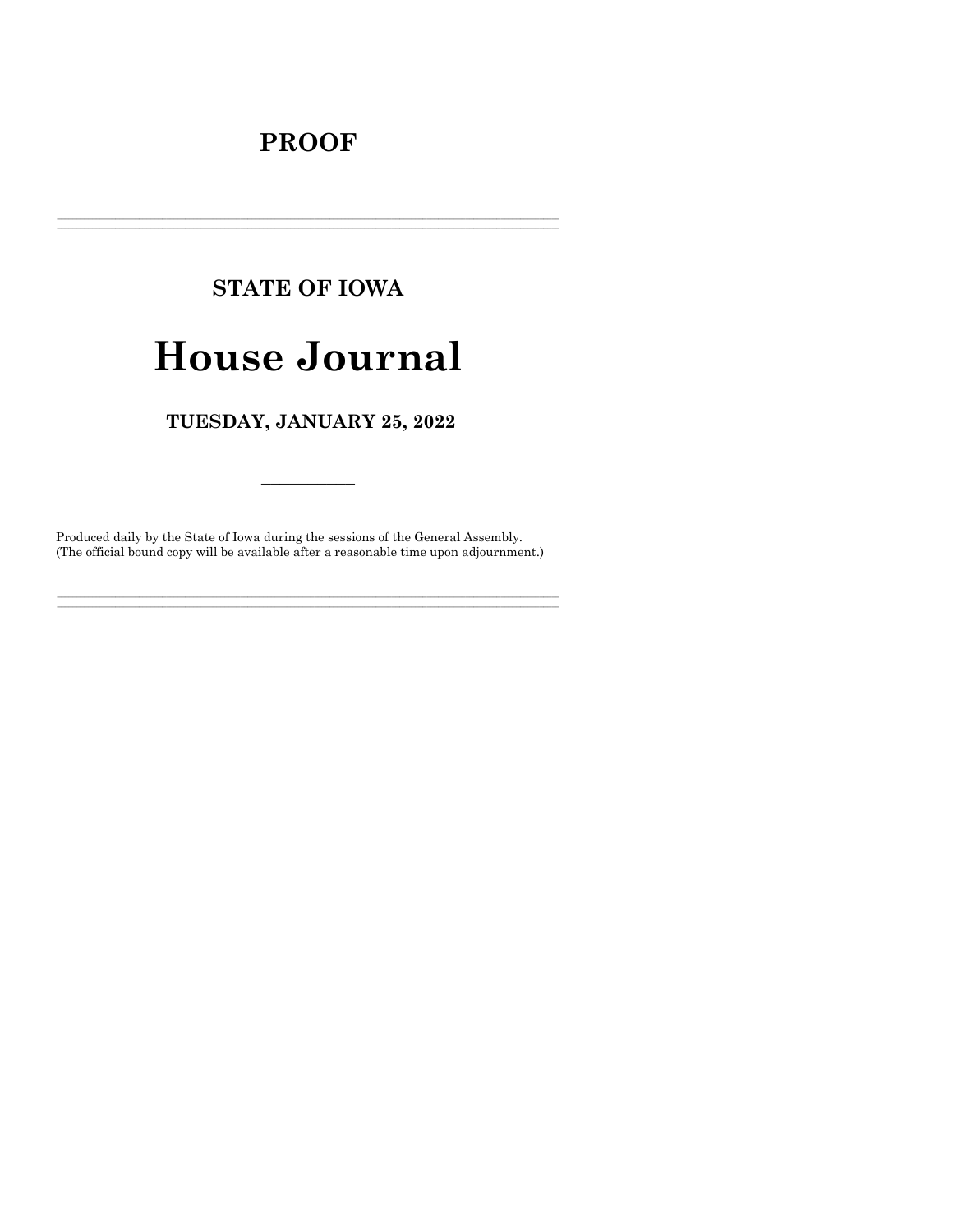# PROOF

---

## STATE OF IOWA

# House Journal

### TUESDAY, JANUARY 25, 2022

---

Produced daily by the State of Iowa during the sessions of the General Assembly.
(The official bound copy will be available after a reasonable time upon adjournment.)

---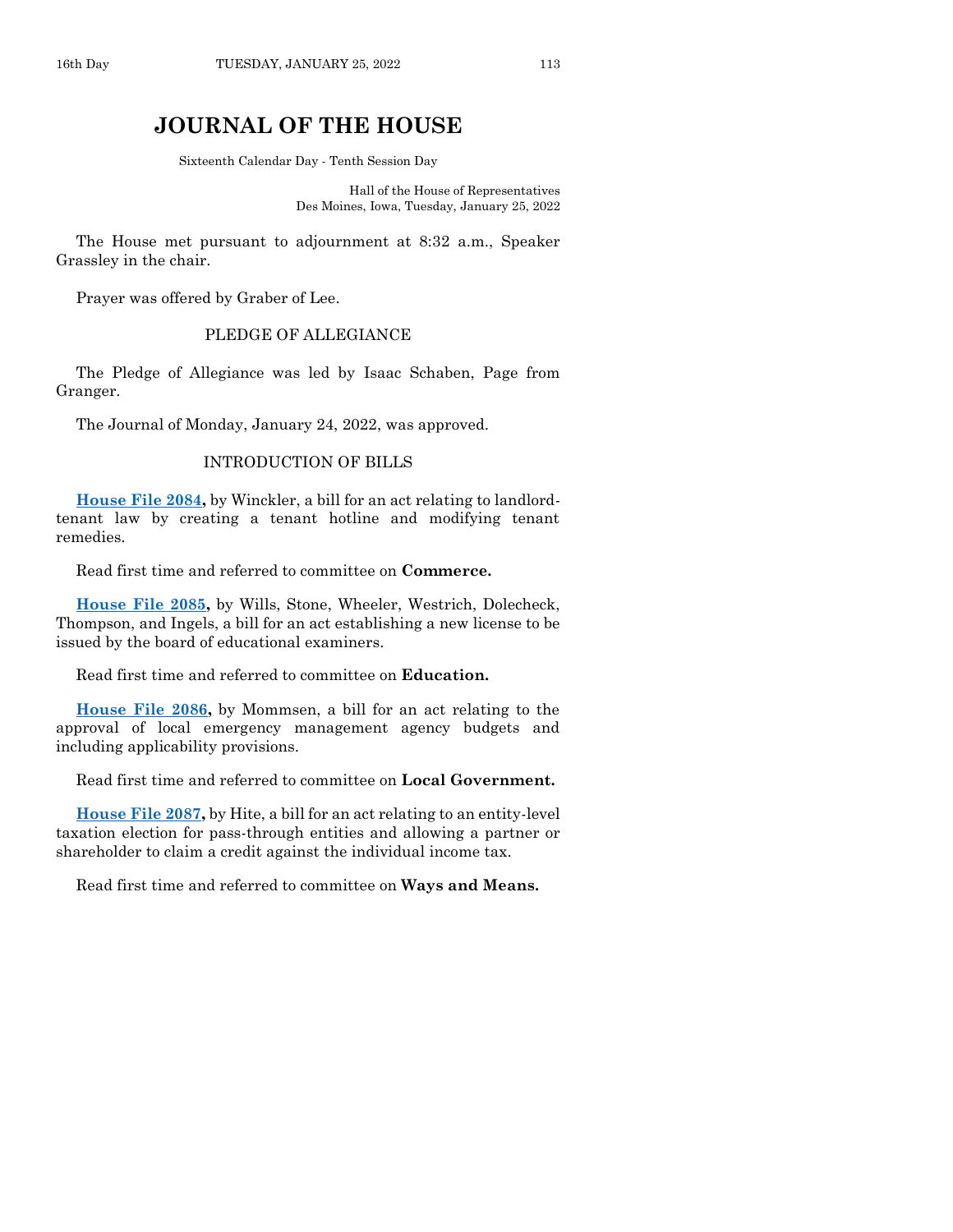# JOURNAL OF THE HOUSE

Sixteenth Calendar Day - Tenth Session Day

Hall of the House of Representatives
Des Moines, Iowa, Tuesday, January 25, 2022

The House met pursuant to adjournment at 8:32 a.m., Speaker Grassley in the chair.

Prayer was offered by Graber of Lee.

## PLEDGE OF ALLEGIANCE

The Pledge of Allegiance was led by Isaac Schaben, Page from Granger.

The Journal of Monday, January 24, 2022, was approved.

## INTRODUCTION OF BILLS

**House File 2084,** by Winckler, a bill for an act relating to landlord-tenant law by creating a tenant hotline and modifying tenant remedies.

Read first time and referred to committee on **Commerce.**

**House File 2085,** by Wills, Stone, Wheeler, Westrich, Dolecheck, Thompson, and Ingels, a bill for an act establishing a new license to be issued by the board of educational examiners.

Read first time and referred to committee on **Education.**

**House File 2086,** by Mommsen, a bill for an act relating to the approval of local emergency management agency budgets and including applicability provisions.

Read first time and referred to committee on **Local Government.**

**House File 2087,** by Hite, a bill for an act relating to an entity-level taxation election for pass-through entities and allowing a partner or shareholder to claim a credit against the individual income tax.

Read first time and referred to committee on **Ways and Means.**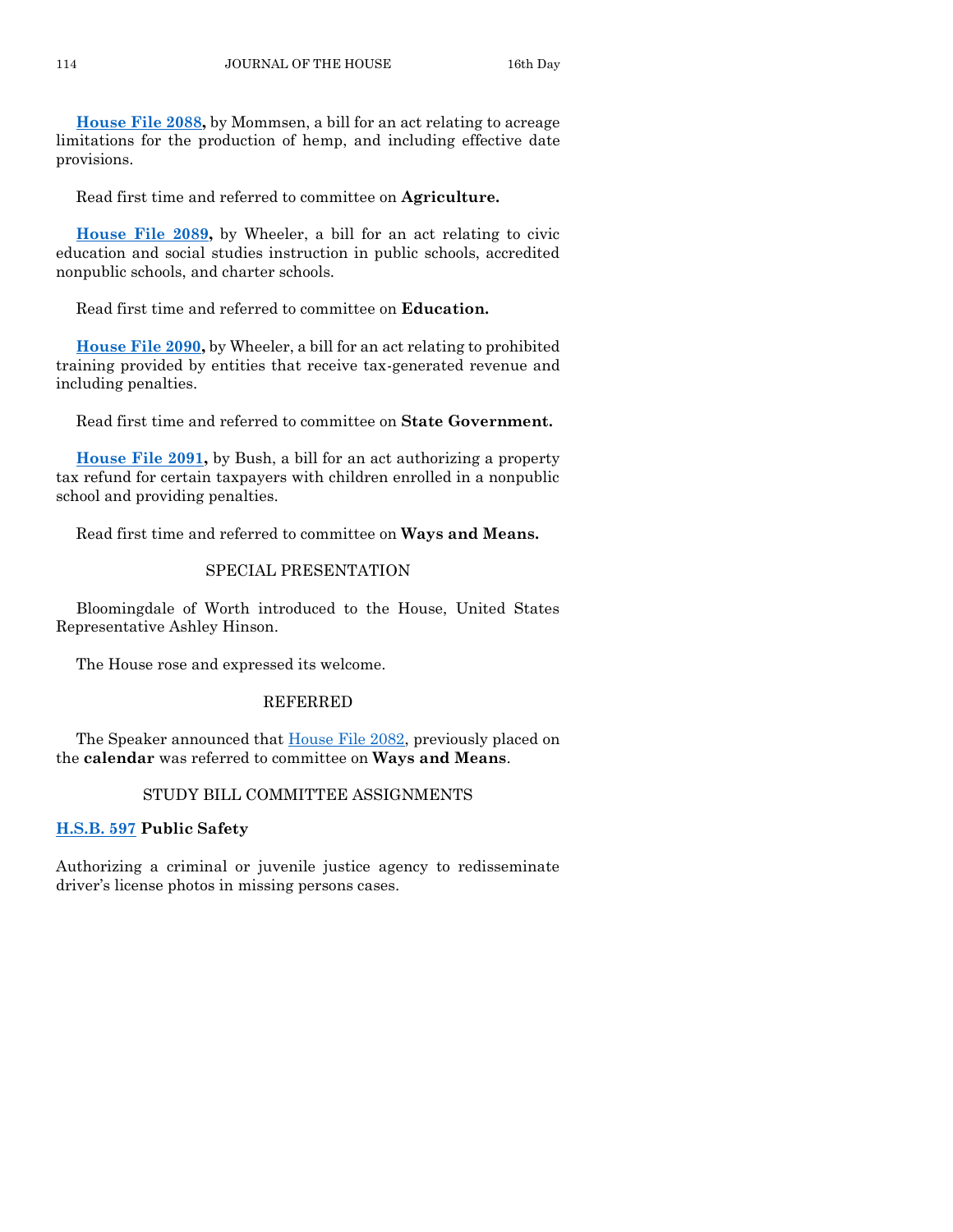**House File 2088,** by Mommsen, a bill for an act relating to acreage limitations for the production of hemp, and including effective date provisions.

Read first time and referred to committee on **Agriculture.**

**House File 2089,** by Wheeler, a bill for an act relating to civic education and social studies instruction in public schools, accredited nonpublic schools, and charter schools.

Read first time and referred to committee on **Education.**

**House File 2090,** by Wheeler, a bill for an act relating to prohibited training provided by entities that receive tax-generated revenue and including penalties.

Read first time and referred to committee on **State Government.**

**House File 2091,** by Bush, a bill for an act authorizing a property tax refund for certain taxpayers with children enrolled in a nonpublic school and providing penalties.

Read first time and referred to committee on **Ways and Means.**

## SPECIAL PRESENTATION

Bloomingdale of Worth introduced to the House, United States Representative Ashley Hinson.

The House rose and expressed its welcome.

## REFERRED

The Speaker announced that House File 2082, previously placed on the **calendar** was referred to committee on **Ways and Means**.

## STUDY BILL COMMITTEE ASSIGNMENTS

**H.S.B. 597 Public Safety**

Authorizing a criminal or juvenile justice agency to redisseminate driver's license photos in missing persons cases.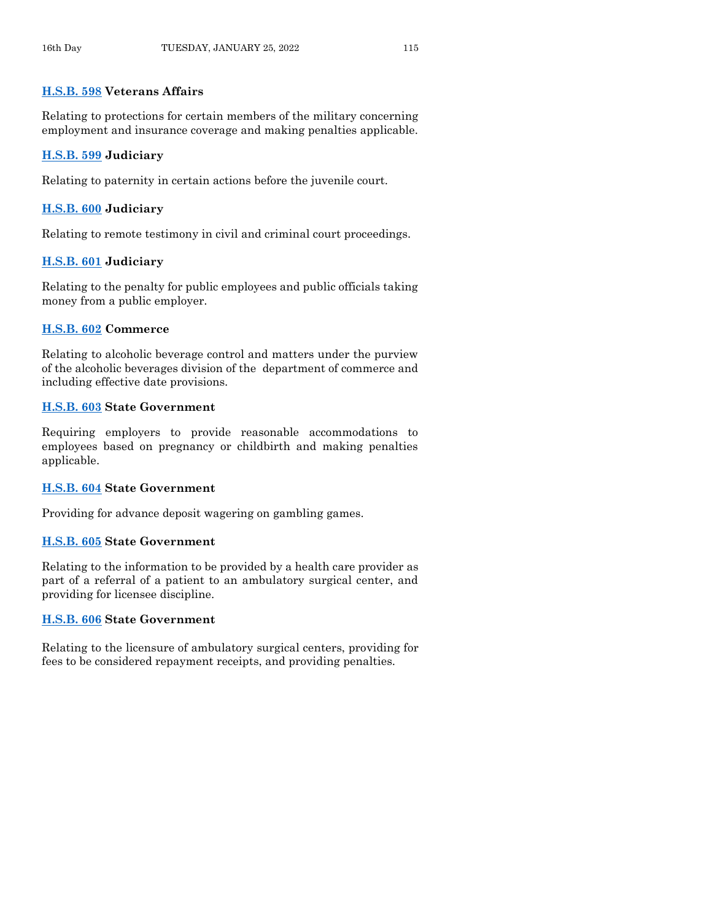**H.S.B. 598 Veterans Affairs**

Relating to protections for certain members of the military concerning employment and insurance coverage and making penalties applicable.

**H.S.B. 599 Judiciary**

Relating to paternity in certain actions before the juvenile court.

**H.S.B. 600 Judiciary**

Relating to remote testimony in civil and criminal court proceedings.

**H.S.B. 601 Judiciary**

Relating to the penalty for public employees and public officials taking money from a public employer.

**H.S.B. 602 Commerce**

Relating to alcoholic beverage control and matters under the purview of the alcoholic beverages division of the department of commerce and including effective date provisions.

**H.S.B. 603 State Government**

Requiring employers to provide reasonable accommodations to employees based on pregnancy or childbirth and making penalties applicable.

**H.S.B. 604 State Government**

Providing for advance deposit wagering on gambling games.

**H.S.B. 605 State Government**

Relating to the information to be provided by a health care provider as part of a referral of a patient to an ambulatory surgical center, and providing for licensee discipline.

**H.S.B. 606 State Government**

Relating to the licensure of ambulatory surgical centers, providing for fees to be considered repayment receipts, and providing penalties.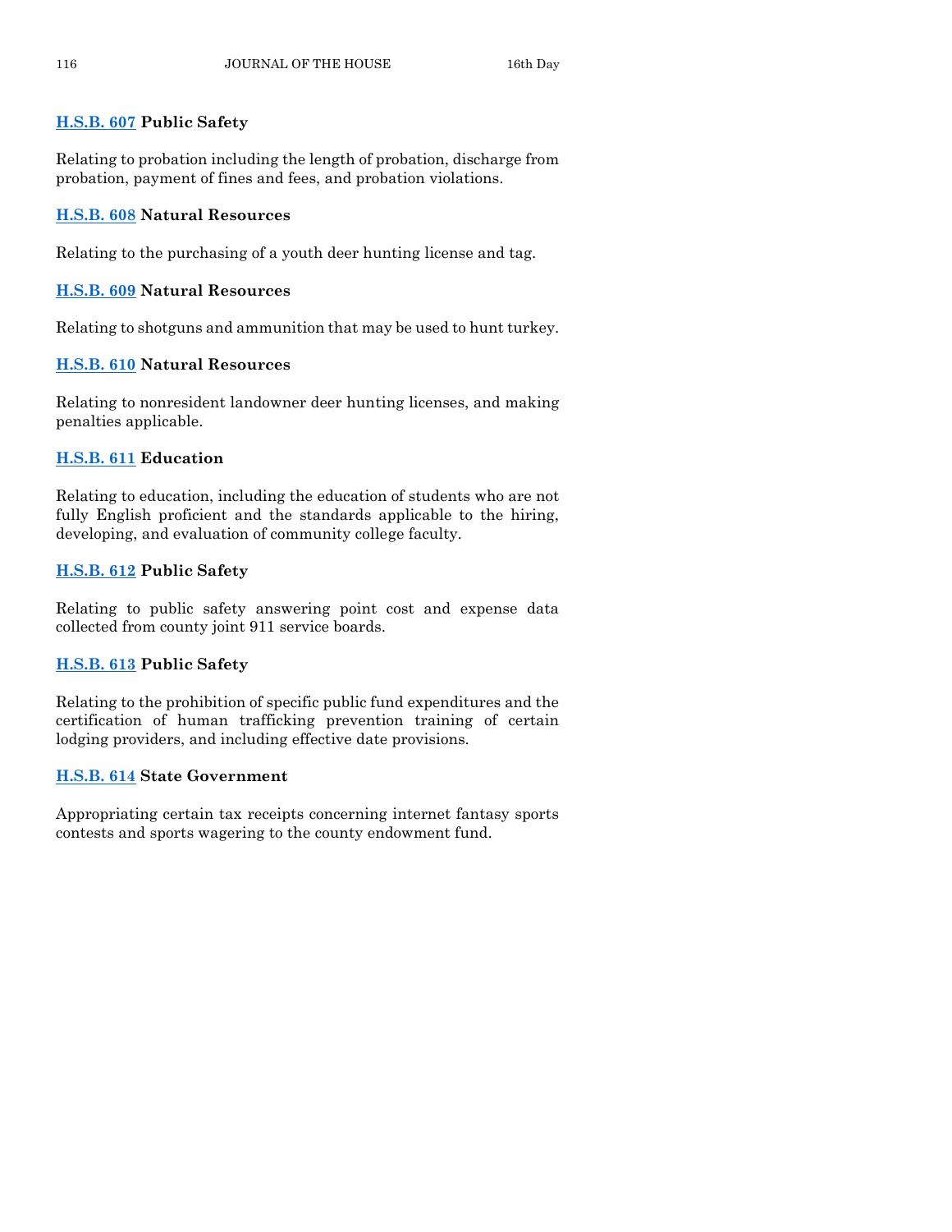**H.S.B. 607 Public Safety**

Relating to probation including the length of probation, discharge from probation, payment of fines and fees, and probation violations.

**H.S.B. 608 Natural Resources**

Relating to the purchasing of a youth deer hunting license and tag.

**H.S.B. 609 Natural Resources**

Relating to shotguns and ammunition that may be used to hunt turkey.

**H.S.B. 610 Natural Resources**

Relating to nonresident landowner deer hunting licenses, and making penalties applicable.

**H.S.B. 611 Education**

Relating to education, including the education of students who are not fully English proficient and the standards applicable to the hiring, developing, and evaluation of community college faculty.

**H.S.B. 612 Public Safety**

Relating to public safety answering point cost and expense data collected from county joint 911 service boards.

**H.S.B. 613 Public Safety**

Relating to the prohibition of specific public fund expenditures and the certification of human trafficking prevention training of certain lodging providers, and including effective date provisions.

**H.S.B. 614 State Government**

Appropriating certain tax receipts concerning internet fantasy sports contests and sports wagering to the county endowment fund.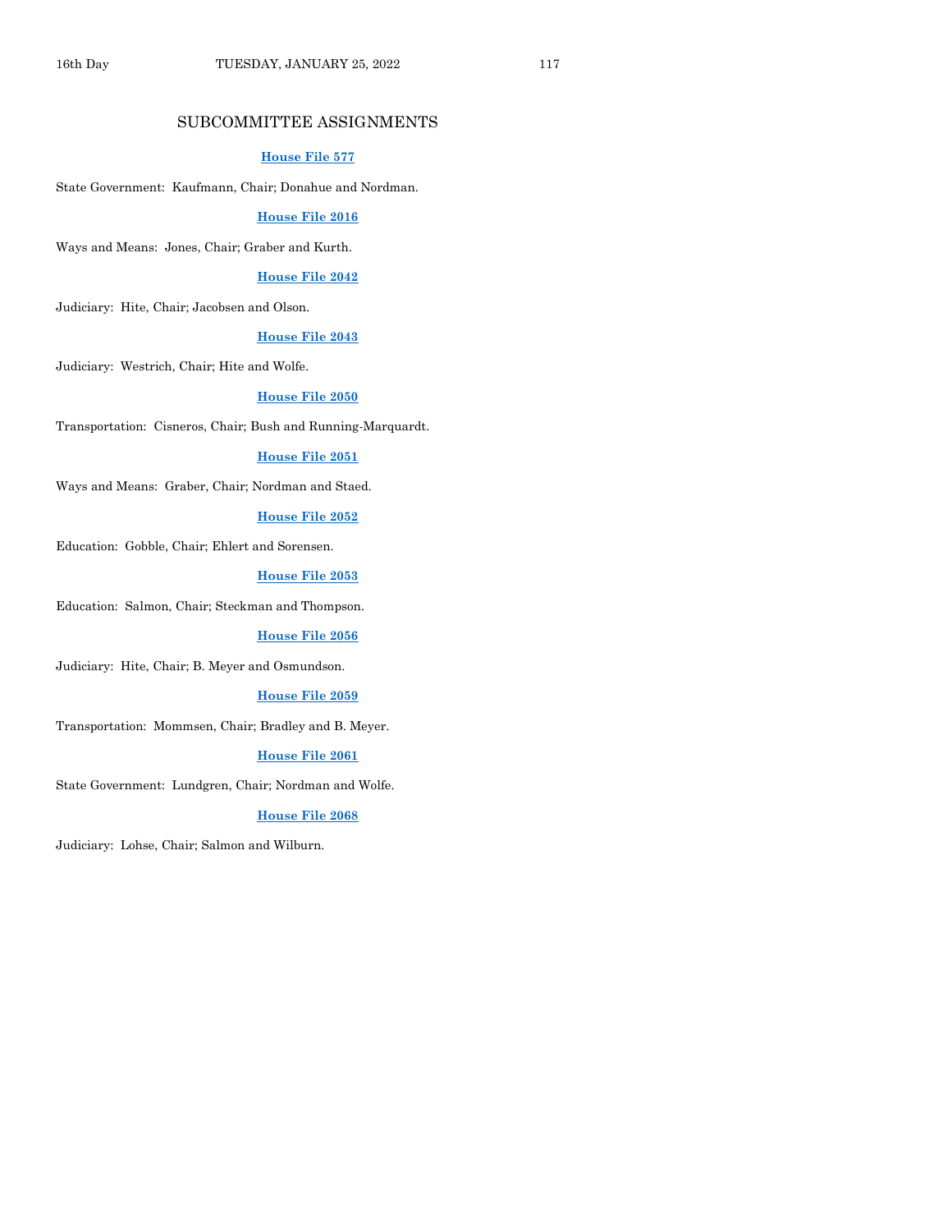## SUBCOMMITTEE ASSIGNMENTS

**House File 577**

State Government: Kaufmann, Chair; Donahue and Nordman.

**House File 2016**

Ways and Means: Jones, Chair; Graber and Kurth.

**House File 2042**

Judiciary: Hite, Chair; Jacobsen and Olson.

**House File 2043**

Judiciary: Westrich, Chair; Hite and Wolfe.

**House File 2050**

Transportation: Cisneros, Chair; Bush and Running-Marquardt.

**House File 2051**

Ways and Means: Graber, Chair; Nordman and Staed.

**House File 2052**

Education: Gobble, Chair; Ehlert and Sorensen.

**House File 2053**

Education: Salmon, Chair; Steckman and Thompson.

**House File 2056**

Judiciary: Hite, Chair; B. Meyer and Osmundson.

**House File 2059**

Transportation: Mommsen, Chair; Bradley and B. Meyer.

**House File 2061**

State Government: Lundgren, Chair; Nordman and Wolfe.

**House File 2068**

Judiciary: Lohse, Chair; Salmon and Wilburn.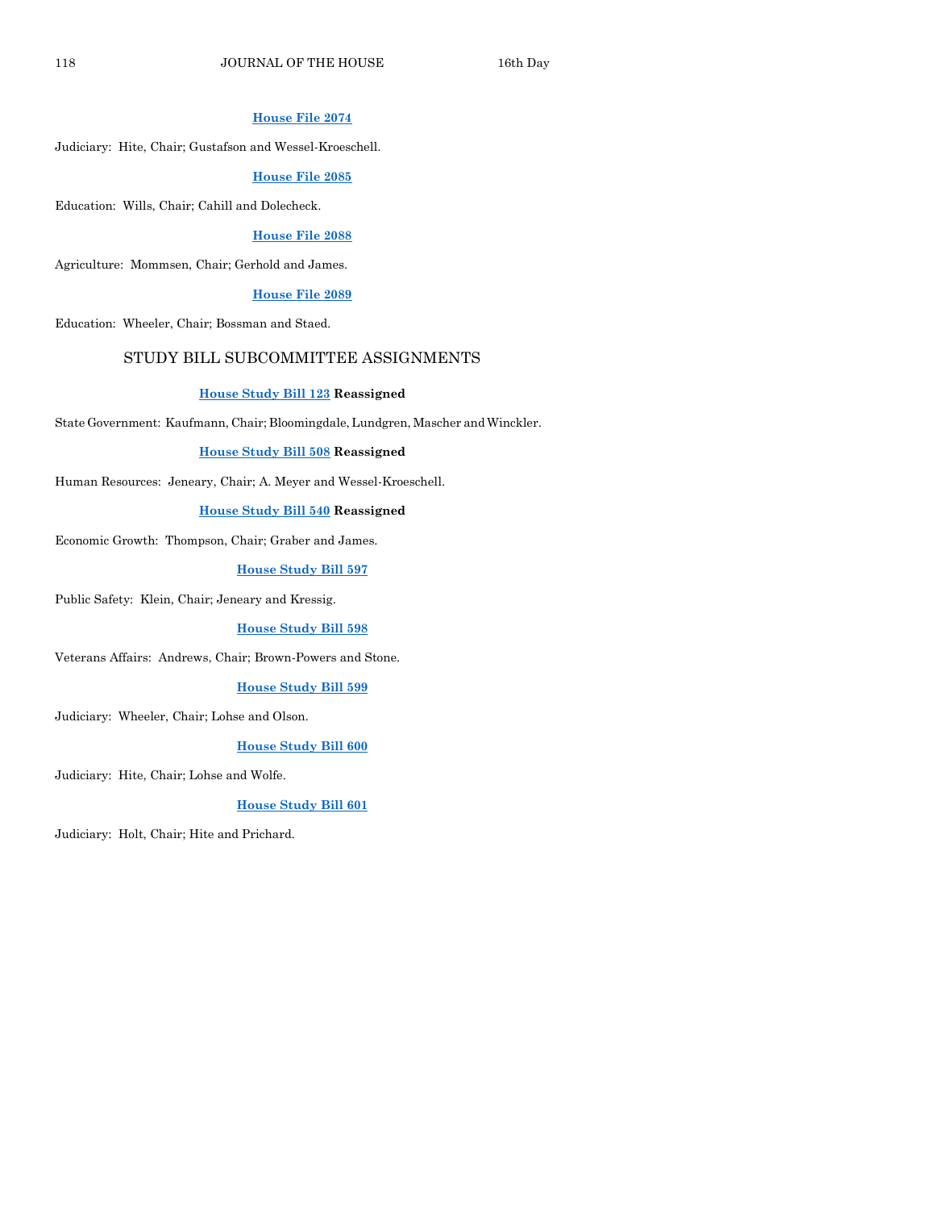**House File 2074**

Judiciary: Hite, Chair; Gustafson and Wessel-Kroeschell.

**House File 2085**

Education: Wills, Chair; Cahill and Dolecheck.

**House File 2088**

Agriculture: Mommsen, Chair; Gerhold and James.

**House File 2089**

Education: Wheeler, Chair; Bossman and Staed.

## STUDY BILL SUBCOMMITTEE ASSIGNMENTS

**House Study Bill 123 Reassigned**

State Government: Kaufmann, Chair; Bloomingdale, Lundgren, Mascher and Winckler.

**House Study Bill 508 Reassigned**

Human Resources: Jeneary, Chair; A. Meyer and Wessel-Kroeschell.

**House Study Bill 540 Reassigned**

Economic Growth: Thompson, Chair; Graber and James.

**House Study Bill 597**

Public Safety: Klein, Chair; Jeneary and Kressig.

**House Study Bill 598**

Veterans Affairs: Andrews, Chair; Brown-Powers and Stone.

**House Study Bill 599**

Judiciary: Wheeler, Chair; Lohse and Olson.

**House Study Bill 600**

Judiciary: Hite, Chair; Lohse and Wolfe.

**House Study Bill 601**

Judiciary: Holt, Chair; Hite and Prichard.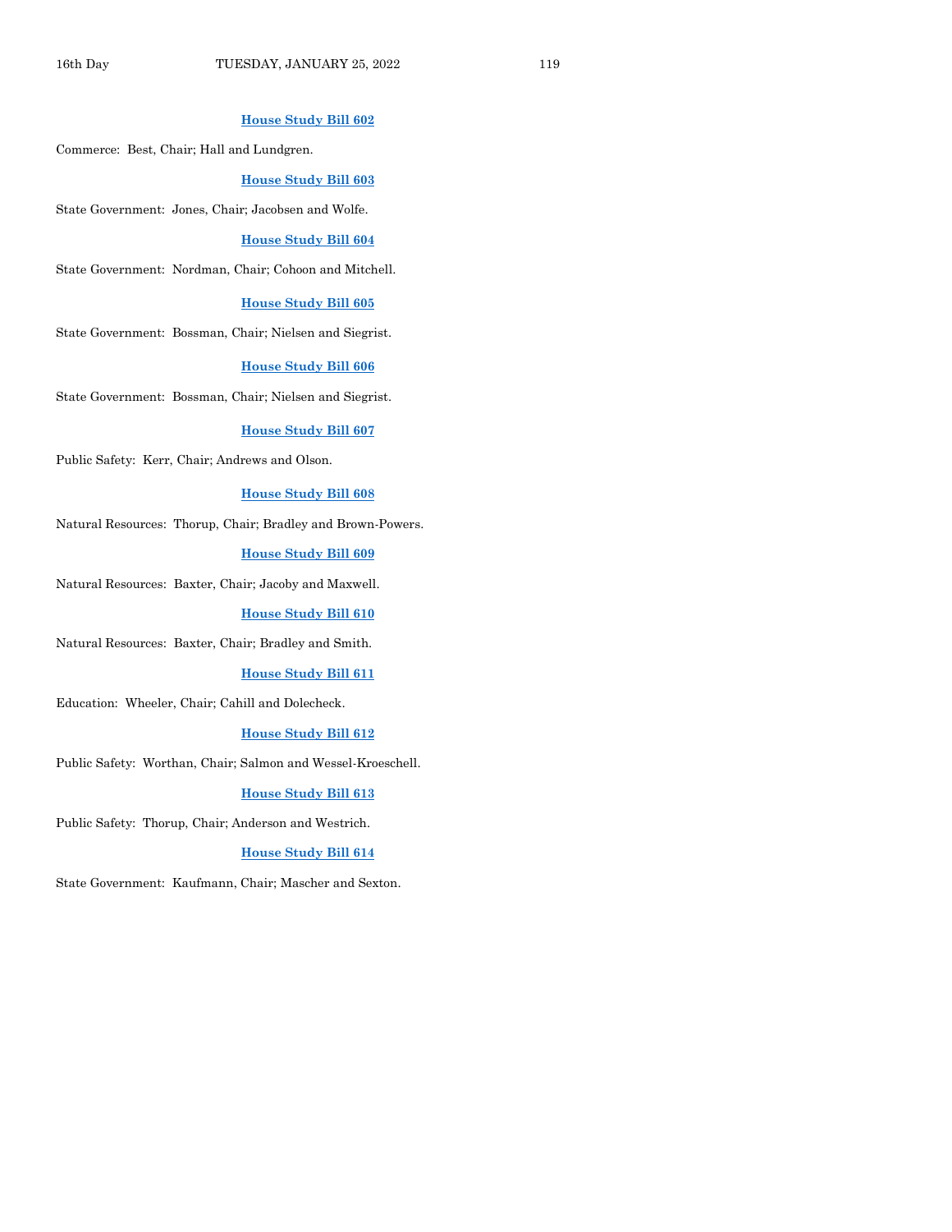**House Study Bill 602**

Commerce: Best, Chair; Hall and Lundgren.

**House Study Bill 603**

State Government: Jones, Chair; Jacobsen and Wolfe.

**House Study Bill 604**

State Government: Nordman, Chair; Cohoon and Mitchell.

**House Study Bill 605**

State Government: Bossman, Chair; Nielsen and Siegrist.

**House Study Bill 606**

State Government: Bossman, Chair; Nielsen and Siegrist.

**House Study Bill 607**

Public Safety: Kerr, Chair; Andrews and Olson.

**House Study Bill 608**

Natural Resources: Thorup, Chair; Bradley and Brown-Powers.

**House Study Bill 609**

Natural Resources: Baxter, Chair; Jacoby and Maxwell.

**House Study Bill 610**

Natural Resources: Baxter, Chair; Bradley and Smith.

**House Study Bill 611**

Education: Wheeler, Chair; Cahill and Dolecheck.

**House Study Bill 612**

Public Safety: Worthan, Chair; Salmon and Wessel-Kroeschell.

**House Study Bill 613**

Public Safety: Thorup, Chair; Anderson and Westrich.

**House Study Bill 614**

State Government: Kaufmann, Chair; Mascher and Sexton.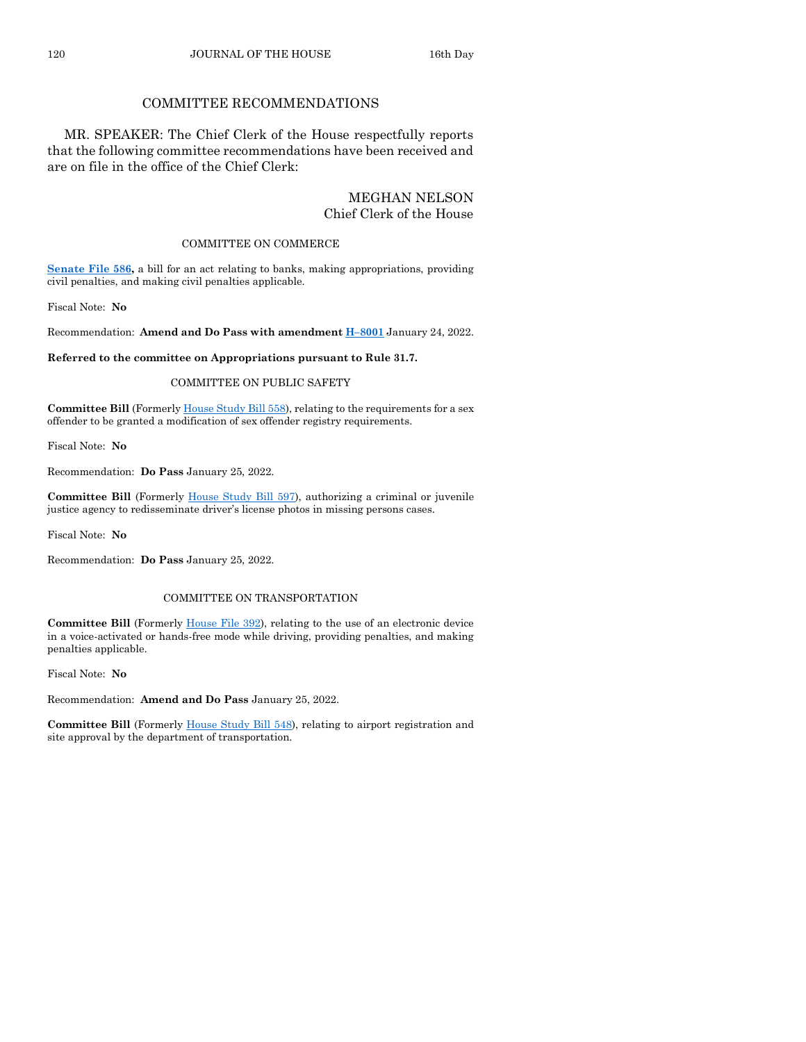## COMMITTEE RECOMMENDATIONS

MR. SPEAKER: The Chief Clerk of the House respectfully reports that the following committee recommendations have been received and are on file in the office of the Chief Clerk:

MEGHAN NELSON
Chief Clerk of the House

### COMMITTEE ON COMMERCE

**Senate File 586,** a bill for an act relating to banks, making appropriations, providing civil penalties, and making civil penalties applicable.

Fiscal Note: **No**

Recommendation: **Amend and Do Pass with amendment H–8001** January 24, 2022.

**Referred to the committee on Appropriations pursuant to Rule 31.7.**

### COMMITTEE ON PUBLIC SAFETY

**Committee Bill** (Formerly House Study Bill 558), relating to the requirements for a sex offender to be granted a modification of sex offender registry requirements.

Fiscal Note: **No**

Recommendation: **Do Pass** January 25, 2022.

**Committee Bill** (Formerly House Study Bill 597), authorizing a criminal or juvenile justice agency to redisseminate driver's license photos in missing persons cases.

Fiscal Note: **No**

Recommendation: **Do Pass** January 25, 2022.

### COMMITTEE ON TRANSPORTATION

**Committee Bill** (Formerly House File 392), relating to the use of an electronic device in a voice-activated or hands-free mode while driving, providing penalties, and making penalties applicable.

Fiscal Note: **No**

Recommendation: **Amend and Do Pass** January 25, 2022.

**Committee Bill** (Formerly House Study Bill 548), relating to airport registration and site approval by the department of transportation.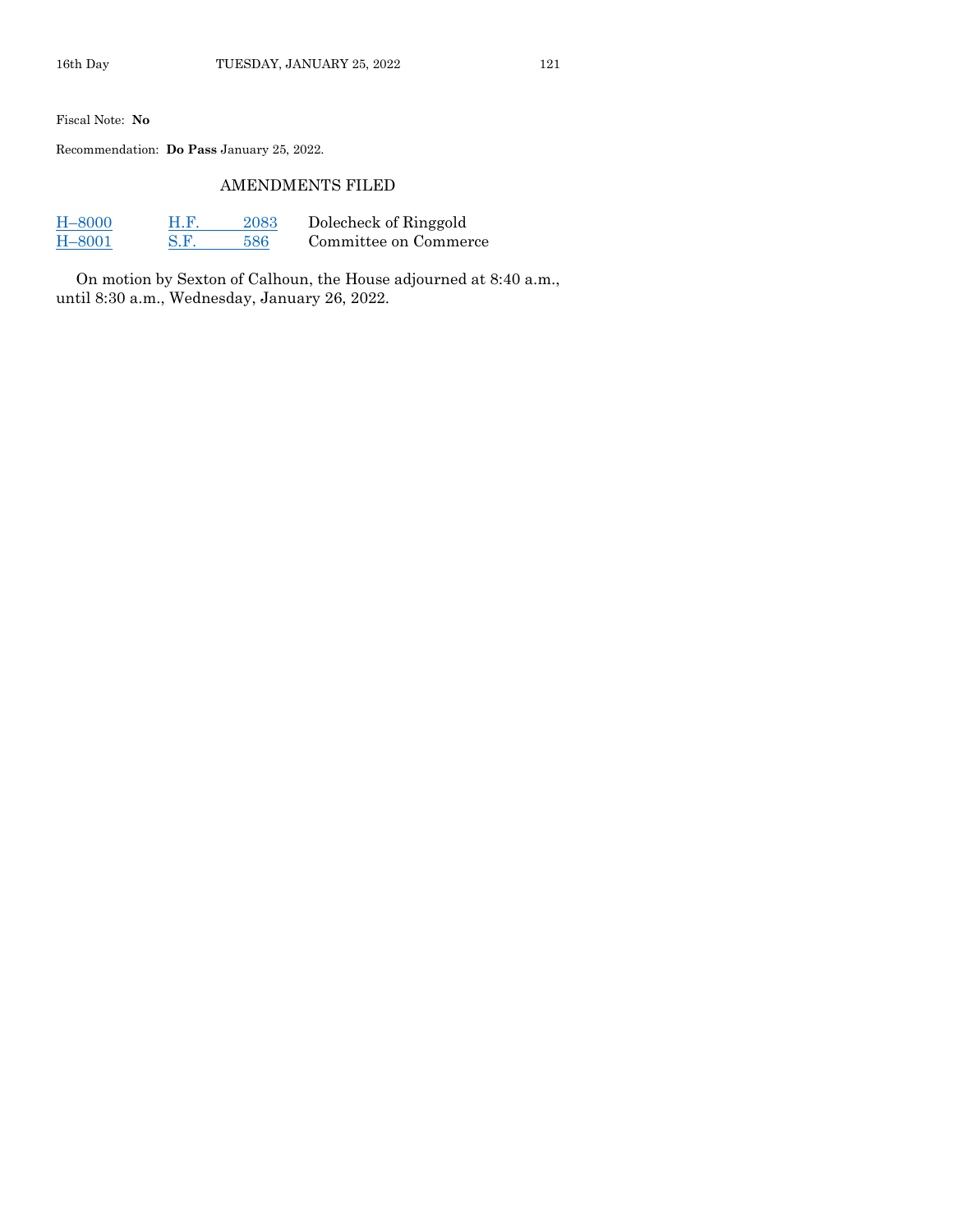Fiscal Note: **No**

Recommendation: **Do Pass** January 25, 2022.

## AMENDMENTS FILED

| | | |
|---|---|---|
| H–8000 | H.F. 2083 | Dolecheck of Ringgold |
| H–8001 | S.F. 586 | Committee on Commerce |

On motion by Sexton of Calhoun, the House adjourned at 8:40 a.m., until 8:30 a.m., Wednesday, January 26, 2022.